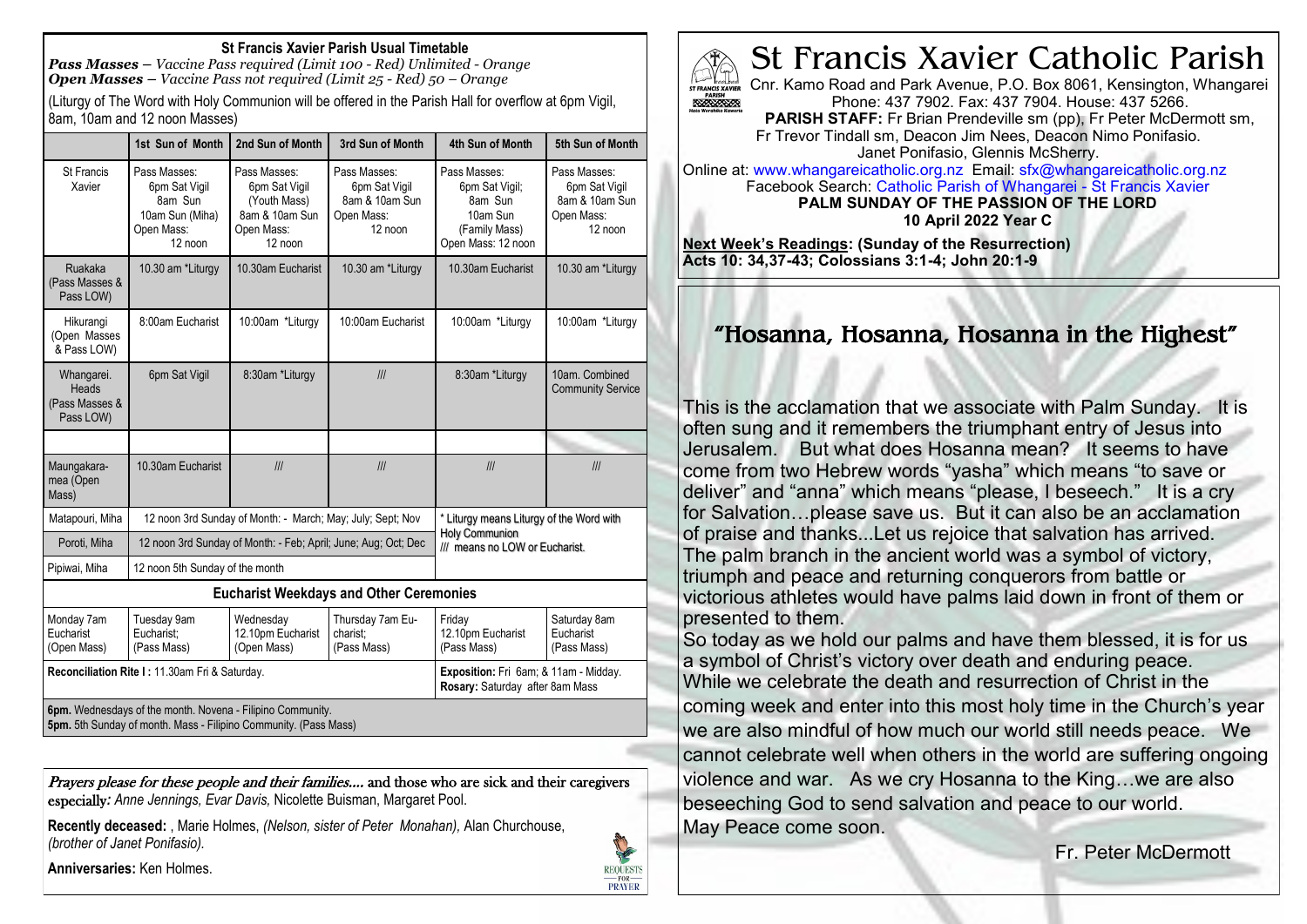# St Francis Xavier Catholic Parish

Cnr. Kamo Road and Park Avenue, P.O. Box 8061, Kensington, Whangarei
Phone: 437 7902. Fax: 437 7904. House: 437 5266.
**PARISH STAFF:** Fr Brian Prendeville sm (pp), Fr Peter McDermott sm, Fr Trevor Tindall sm, Deacon Jim Nees, Deacon Nimo Ponifasio. Janet Ponifasio, Glennis McSherry.
Online at: www.whangareicatholic.org.nz Email: sfx@whangareicatholic.org.nz
Facebook Search: Catholic Parish of Whangarei - St Francis Xavier

**PALM SUNDAY OF THE PASSION OF THE LORD**
**10 April 2022 Year C**

**Next Week's Readings: (Sunday of the Resurrection)**
**Acts 10: 34,37-43; Colossians 3:1-4; John 20:1-9**

## "Hosanna, Hosanna, Hosanna in the Highest"

This is the acclamation that we associate with Palm Sunday. It is often sung and it remembers the triumphant entry of Jesus into Jerusalem. But what does Hosanna mean? It seems to have come from two Hebrew words "yasha" which means "to save or deliver" and "anna" which means "please, I beseech." It is a cry for Salvation…please save us. But it can also be an acclamation of praise and thanks...Let us rejoice that salvation has arrived. The palm branch in the ancient world was a symbol of victory, triumph and peace and returning conquerors from battle or victorious athletes would have palms laid down in front of them or presented to them.

So today as we hold our palms and have them blessed, it is for us a symbol of Christ's victory over death and enduring peace. While we celebrate the death and resurrection of Christ in the coming week and enter into this most holy time in the Church's year we are also mindful of how much our world still needs peace. We cannot celebrate well when others in the world are suffering ongoing violence and war. As we cry Hosanna to the King…we are also beseeching God to send salvation and peace to our world. May Peace come soon.

Fr. Peter McDermott

---

**St Francis Xavier Parish Usual Timetable**

***Pass Masses** – Vaccine Pass required (Limit 100 - Red) Unlimited - Orange*
***Open Masses** – Vaccine Pass not required (Limit 25 - Red) 50 – Orange*

(Liturgy of The Word with Holy Communion will be offered in the Parish Hall for overflow at 6pm Vigil, 8am, 10am and 12 noon Masses)

| | 1st Sun of Month | 2nd Sun of Month | 3rd Sun of Month | 4th Sun of Month | 5th Sun of Month |
|---|---|---|---|---|---|
| St Francis Xavier | Pass Masses: 6pm Sat Vigil 8am Sun 10am Sun (Miha) Open Mass: 12 noon | Pass Masses: 6pm Sat Vigil (Youth Mass) 8am & 10am Sun Open Mass: 12 noon | Pass Masses: 6pm Sat Vigil 8am & 10am Sun Open Mass: 12 noon | Pass Masses: 6pm Sat Vigil; 8am Sun 10am Sun (Family Mass) Open Mass: 12 noon | Pass Masses: 6pm Sat Vigil 8am & 10am Sun Open Mass: 12 noon |
| Ruakaka (Pass Masses & Pass LOW) | 10.30 am *Liturgy | 10.30am Eucharist | 10.30 am *Liturgy | 10.30am Eucharist | 10.30 am *Liturgy |
| Hikurangi (Open Masses & Pass LOW) | 8:00am Eucharist | 10:00am *Liturgy | 10:00am Eucharist | 10:00am *Liturgy | 10:00am *Liturgy |
| Whangarei. Heads (Pass Masses & Pass LOW) | 6pm Sat Vigil | 8:30am *Liturgy | /// | 8:30am *Liturgy | 10am. Combined Community Service |
| | | | | | |
| Maungakaramea (Open Mass) | 10.30am Eucharist | /// | /// | /// | /// |
| Matapouri, Miha | 12 noon 3rd Sunday of Month: - March; May; July; Sept; Nov | | | * Liturgy means Liturgy of the Word with Holy Communion /// means no LOW or Eucharist. | |
| Poroti, Miha | 12 noon 3rd Sunday of Month: - Feb; April; June; Aug; Oct; Dec | | | | |
| Pipiwai, Miha | 12 noon 5th Sunday of the month | | | | |

**Eucharist Weekdays and Other Ceremonies**

| Monday 7am Eucharist (Open Mass) | Tuesday 9am Eucharist; (Pass Mass) | Wednesday 12.10pm Eucharist (Open Mass) | Thursday 7am Eucharist; (Pass Mass) | Friday 12.10pm Eucharist (Pass Mass) | Saturday 8am Eucharist (Pass Mass) |
|---|---|---|---|---|---|
| Reconciliation Rite I : 11.30am Fri & Saturday. | | | | Exposition: Fri 6am; & 11am - Midday. Rosary: Saturday after 8am Mass | |

**6pm.** Wednesdays of the month. Novena - Filipino Community.
**5pm.** 5th Sunday of month. Mass - Filipino Community. (Pass Mass)

---

*Prayers please for these people and their families….* and those who are sick and their caregivers especially*: Anne Jennings, Evar Davis,* Nicolette Buisman, Margaret Pool.

**Recently deceased:** , Marie Holmes, *(Nelson, sister of Peter Monahan),* Alan Churchouse, *(brother of Janet Ponifasio).*

**Anniversaries:** Ken Holmes.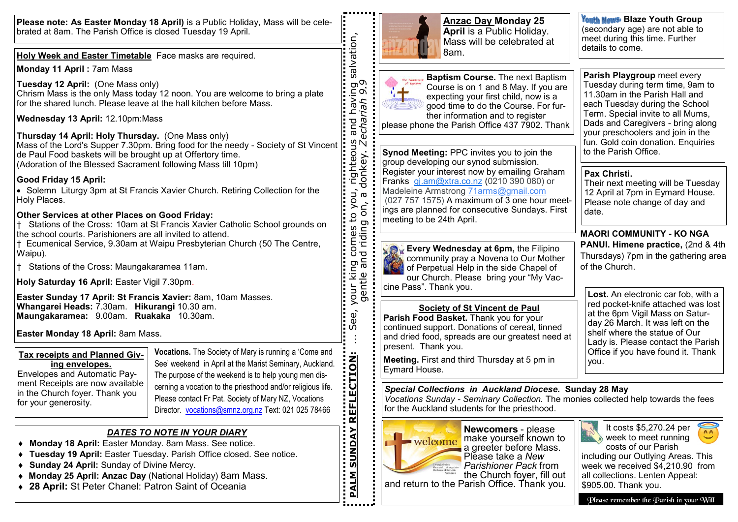**Please note: As Easter Monday 18 April)** is a Public Holiday, Mass will be celebrated at 8am. The Parish Office is closed Tuesday 19 April.

**Holy Week and Easter Timetable** Face masks are required.

**Monday 11 April :** 7am Mass

**Tuesday 12 April:** (One Mass only)
Chrism Mass is the only Mass today 12 noon. You are welcome to bring a plate for the shared lunch. Please leave at the hall kitchen before Mass.

**Wednesday 13 April:** 12.10pm:Mass

**Thursday 14 April: Holy Thursday.** (One Mass only)
Mass of the Lord's Supper 7.30pm. Bring food for the needy - Society of St Vincent de Paul Food baskets will be brought up at Offertory time.
(Adoration of the Blessed Sacrament following Mass till 10pm)

**Good Friday 15 April:**

- Solemn Liturgy 3pm at St Francis Xavier Church. Retiring Collection for the Holy Places.

**Other Services at other Places on Good Friday:**

† Stations of the Cross: 10am at St Francis Xavier Catholic School grounds on the school courts. Parishioners are all invited to attend.

† Ecumenical Service, 9.30am at Waipu Presbyterian Church (50 The Centre, Waipu).

† Stations of the Cross: Maungakaramea 11am.

**Holy Saturday 16 April:** Easter Vigil 7.30pm.

**Easter Sunday 17 April: St Francis Xavier:** 8am, 10am Masses.
**Whangarei Heads:** 7.30am. **Hikurangi** 10.30 am.
**Maungakaramea:** 9.00am. **Ruakaka** 10.30am.

**Easter Monday 18 April:** 8am Mass.

**Tax receipts and Planned Giving envelopes.**
Envelopes and Automatic Payment Receipts are now available in the Church foyer. Thank you for your generosity.

**Vocations.** The Society of Mary is running a 'Come and See' weekend in April at the Marist Seminary, Auckland. The purpose of the weekend is to help young men discerning a vocation to the priesthood and/or religious life. Please contact Fr Pat. Society of Mary NZ, Vocations Director. vocations@smnz.org.nz Text: 021 025 78466

***DATES TO NOTE IN YOUR DIARY***

- **Monday 18 April:** Easter Monday. 8am Mass. See notice.
- **Tuesday 19 April:** Easter Tuesday. Parish Office closed. See notice.
- **Sunday 24 April:** Sunday of Divine Mercy.
- **Monday 25 April: Anzac Day** (National Holiday) 8am Mass.
- **28 April:** St Peter Chanel: Patron Saint of Oceania

**PALM SUNDAY REFLECTION:** ... See, your king comes to you, righteous and having salvation, gentle and riding on, a donkey. *Zechariah 9.9*

**Anzac Day Monday 25 April** is a Public Holiday. Mass will be celebrated at 8am.

**Baptism Course.** The next Baptism Course is on 1 and 8 May. If you are expecting your first child, now is a good time to do the Course. For further information and to register please phone the Parish Office 437 7902. Thank

**Synod Meeting:** PPC invites you to join the group developing our synod submission. Register your interest now by emailing Graham Franks gj.am@xtra.co.nz (0210 390 080) or Madeleine Armstrong 71arms@gmail.com (027 757 1575) A maximum of 3 one hour meetings are planned for consecutive Sundays. First meeting to be 24th April.

**Every Wednesday at 6pm,** the Filipino community pray a Novena to Our Mother of Perpetual Help in the side Chapel of our Church. Please bring your "My Vaccine Pass". Thank you.

**Society of St Vincent de Paul**

**Parish Food Basket.** Thank you for your continued support. Donations of cereal, tinned and dried food, spreads are our greatest need at present. Thank you.

**Meeting.** First and third Thursday at 5 pm in Eymard House.

***Special Collections in Auckland Diocese.*** **Sunday 28 May**
*Vocations Sunday - Seminary Collection.* The monies collected help towards the fees for the Auckland students for the priesthood.

**Newcomers** - please make yourself known to a greeter before Mass. Please take a *New Parishioner Pack* from the Church foyer, fill out and return to the Parish Office. Thank you.

**Youth News: Blaze Youth Group** (secondary age) are not able to meet during this time. Further details to come.

**Parish Playgroup** meet every Tuesday during term time, 9am to 11.30am in the Parish Hall and each Tuesday during the School Term. Special invite to all Mums, Dads and Caregivers - bring along your preschoolers and join in the fun. Gold coin donation. Enquiries to the Parish Office.

**Pax Christi.**
Their next meeting will be Tuesday 12 April at 7pm in Eymard House. Please note change of day and date.

**MAORI COMMUNITY - KO NGA PANUI. Himene practice,** (2nd & 4th Thursdays) 7pm in the gathering area of the Church.

**Lost.** An electronic car fob, with a red pocket-knife attached was lost at the 6pm Vigil Mass on Saturday 26 March. It was left on the shelf where the statue of Our Lady is. Please contact the Parish Office if you have found it. Thank you.

It costs $5,270.24 per week to meet running costs of our Parish including our Outlying Areas. This week we received $4,210.90 from all collections. Lenten Appeal: $905.00. Thank you.

Please remember the Parish in your Will